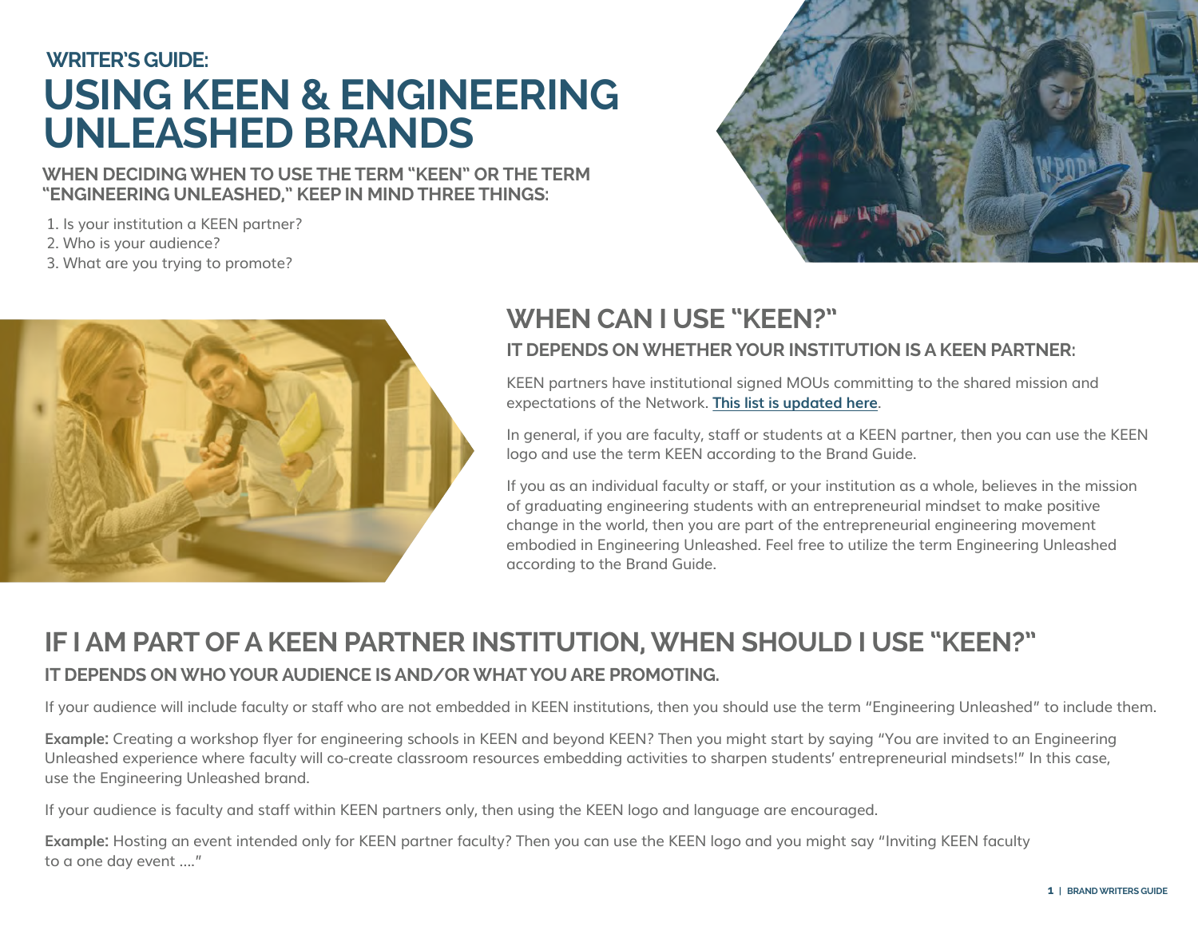### WRITER'S GUIDE:

# USING KEEN & ENGINEERING UNLEASHED BRANDS

**WHEN DECIDING WHEN TO USE THE TERM "KEEN" OR THE TERM "ENGINEERING UNLEASHED," KEEP IN MIND THREE THINGS:**

1. Is your institution a KEEN partner?
2. Who is your audience?
3. What are you trying to promote?

## WHEN CAN I USE "KEEN?"

### IT DEPENDS ON WHETHER YOUR INSTITUTION IS A KEEN PARTNER:

KEEN partners have institutional signed MOUs committing to the shared mission and expectations of the Network. **This list is updated here**.

In general, if you are faculty, staff or students at a KEEN partner, then you can use the KEEN logo and use the term KEEN according to the Brand Guide.

If you as an individual faculty or staff, or your institution as a whole, believes in the mission of graduating engineering students with an entrepreneurial mindset to make positive change in the world, then you are part of the entrepreneurial engineering movement embodied in Engineering Unleashed. Feel free to utilize the term Engineering Unleashed according to the Brand Guide.

## IF I AM PART OF A KEEN PARTNER INSTITUTION, WHEN SHOULD I USE "KEEN?"

### IT DEPENDS ON WHO YOUR AUDIENCE IS AND/OR WHAT YOU ARE PROMOTING.

If your audience will include faculty or staff who are not embedded in KEEN institutions, then you should use the term "Engineering Unleashed" to include them.

**Example:** Creating a workshop flyer for engineering schools in KEEN and beyond KEEN? Then you might start by saying "You are invited to an Engineering Unleashed experience where faculty will co-create classroom resources embedding activities to sharpen students' entrepreneurial mindsets!" In this case, use the Engineering Unleashed brand.

If your audience is faculty and staff within KEEN partners only, then using the KEEN logo and language are encouraged.

**Example:** Hosting an event intended only for KEEN partner faculty? Then you can use the KEEN logo and you might say "Inviting KEEN faculty to a one day event ...."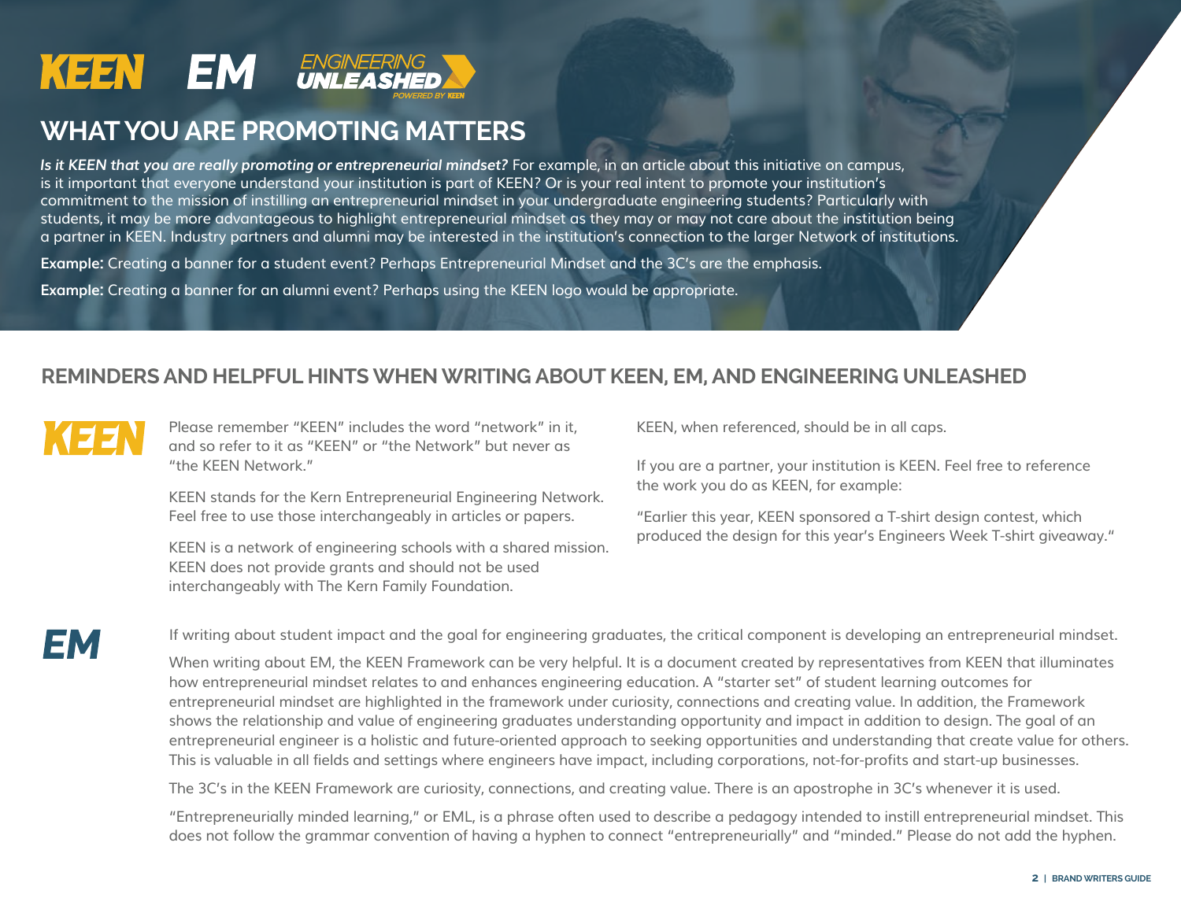KEEN EM ENGINEERING UNLEASHED POWERED BY KEEN

# WHAT YOU ARE PROMOTING MATTERS

***Is it KEEN that you are really promoting or entrepreneurial mindset?*** For example, in an article about this initiative on campus, is it important that everyone understand your institution is part of KEEN? Or is your real intent to promote your institution's commitment to the mission of instilling an entrepreneurial mindset in your undergraduate engineering students? Particularly with students, it may be more advantageous to highlight entrepreneurial mindset as they may or may not care about the institution being a partner in KEEN. Industry partners and alumni may be interested in the institution's connection to the larger Network of institutions.

**Example:** Creating a banner for a student event? Perhaps Entrepreneurial Mindset and the 3C's are the emphasis.

**Example:** Creating a banner for an alumni event? Perhaps using the KEEN logo would be appropriate.

## REMINDERS AND HELPFUL HINTS WHEN WRITING ABOUT KEEN, EM, AND ENGINEERING UNLEASHED

### KEEN

Please remember "KEEN" includes the word "network" in it, and so refer to it as "KEEN" or "the Network" but never as "the KEEN Network."

KEEN stands for the Kern Entrepreneurial Engineering Network. Feel free to use those interchangeably in articles or papers.

KEEN is a network of engineering schools with a shared mission. KEEN does not provide grants and should not be used interchangeably with The Kern Family Foundation.

KEEN, when referenced, should be in all caps.

If you are a partner, your institution is KEEN. Feel free to reference the work you do as KEEN, for example:

"Earlier this year, KEEN sponsored a T-shirt design contest, which produced the design for this year's Engineers Week T-shirt giveaway."

### EM

If writing about student impact and the goal for engineering graduates, the critical component is developing an entrepreneurial mindset.

When writing about EM, the KEEN Framework can be very helpful. It is a document created by representatives from KEEN that illuminates how entrepreneurial mindset relates to and enhances engineering education. A "starter set" of student learning outcomes for entrepreneurial mindset are highlighted in the framework under curiosity, connections and creating value. In addition, the Framework shows the relationship and value of engineering graduates understanding opportunity and impact in addition to design. The goal of an entrepreneurial engineer is a holistic and future-oriented approach to seeking opportunities and understanding that create value for others. This is valuable in all fields and settings where engineers have impact, including corporations, not-for-profits and start-up businesses.

The 3C's in the KEEN Framework are curiosity, connections, and creating value. There is an apostrophe in 3C's whenever it is used.

"Entrepreneurially minded learning," or EML, is a phrase often used to describe a pedagogy intended to instill entrepreneurial mindset. This does not follow the grammar convention of having a hyphen to connect "entrepreneurially" and "minded." Please do not add the hyphen.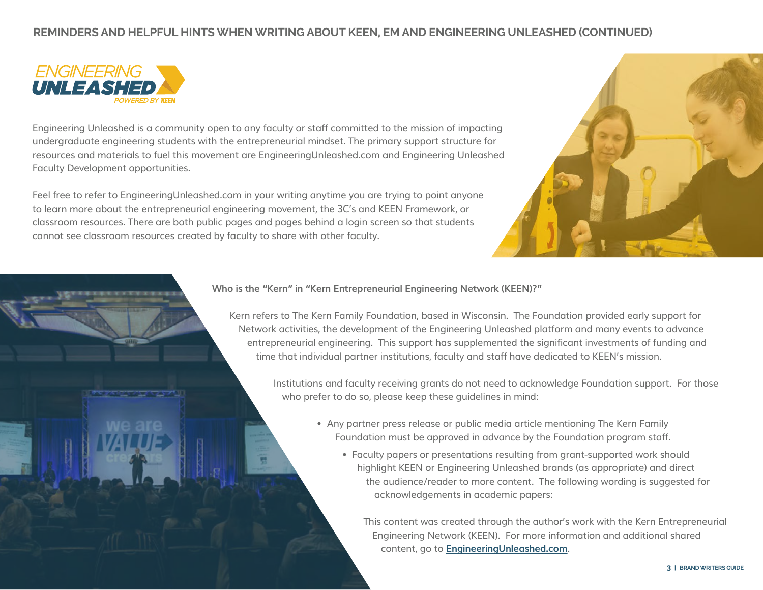## REMINDERS AND HELPFUL HINTS WHEN WRITING ABOUT KEEN, EM AND ENGINEERING UNLEASHED (CONTINUED)

ENGINEERING UNLEASHED
POWERED BY KEEN

Engineering Unleashed is a community open to any faculty or staff committed to the mission of impacting undergraduate engineering students with the entrepreneurial mindset. The primary support structure for resources and materials to fuel this movement are EngineeringUnleashed.com and Engineering Unleashed Faculty Development opportunities.

Feel free to refer to EngineeringUnleashed.com in your writing anytime you are trying to point anyone to learn more about the entrepreneurial engineering movement, the 3C's and KEEN Framework, or classroom resources. There are both public pages and pages behind a login screen so that students cannot see classroom resources created by faculty to share with other faculty.

**Who is the "Kern" in "Kern Entrepreneurial Engineering Network (KEEN)?"**

Kern refers to The Kern Family Foundation, based in Wisconsin. The Foundation provided early support for Network activities, the development of the Engineering Unleashed platform and many events to advance entrepreneurial engineering. This support has supplemented the significant investments of funding and time that individual partner institutions, faculty and staff have dedicated to KEEN's mission.

Institutions and faculty receiving grants do not need to acknowledge Foundation support. For those who prefer to do so, please keep these guidelines in mind:

- Any partner press release or public media article mentioning The Kern Family Foundation must be approved in advance by the Foundation program staff.
- Faculty papers or presentations resulting from grant-supported work should highlight KEEN or Engineering Unleashed brands (as appropriate) and direct the audience/reader to more content. The following wording is suggested for acknowledgements in academic papers:

This content was created through the author's work with the Kern Entrepreneurial Engineering Network (KEEN). For more information and additional shared content, go to **EngineeringUnleashed.com**.